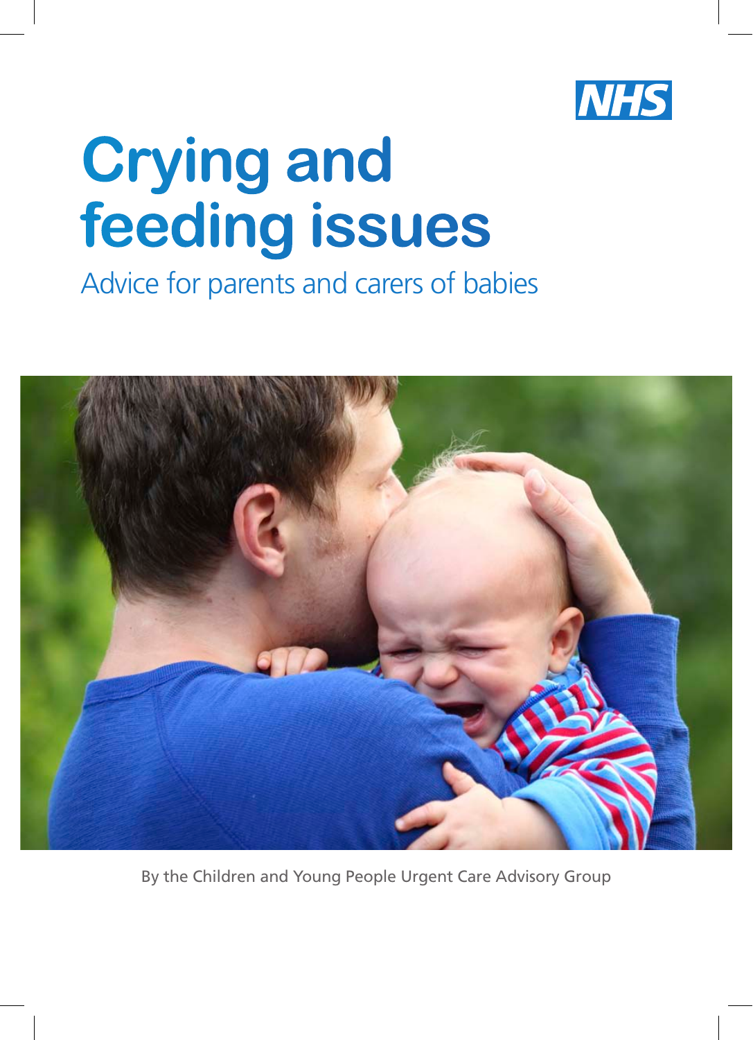NHS

# Crying and feeding issues

## Advice for parents and carers of babies

By the Children and Young People Urgent Care Advisory Group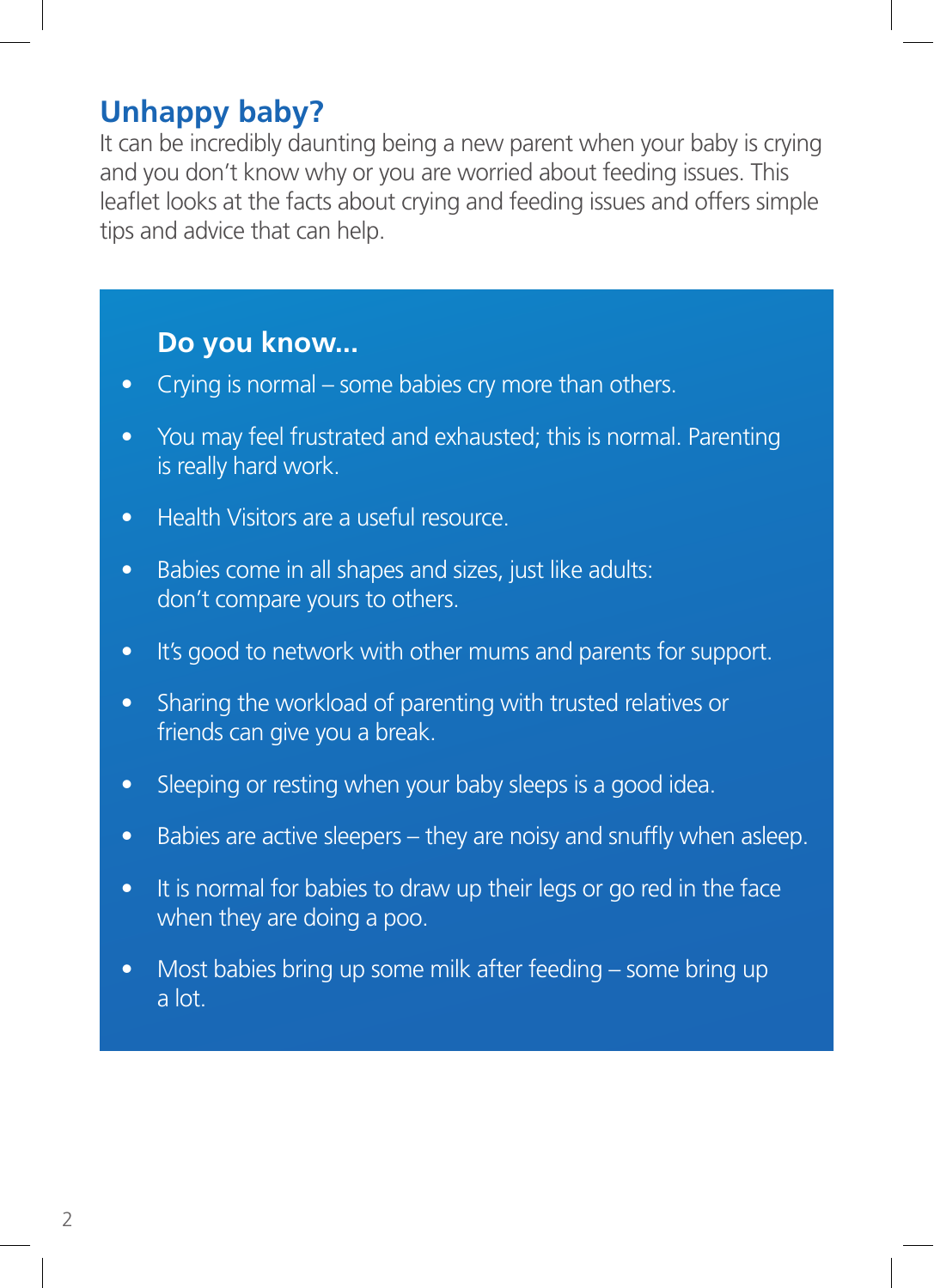## Unhappy baby?

It can be incredibly daunting being a new parent when your baby is crying and you don't know why or you are worried about feeding issues. This leaflet looks at the facts about crying and feeding issues and offers simple tips and advice that can help.

### Do you know...

- Crying is normal – some babies cry more than others.
- You may feel frustrated and exhausted; this is normal. Parenting is really hard work.
- Health Visitors are a useful resource.
- Babies come in all shapes and sizes, just like adults: don't compare yours to others.
- It's good to network with other mums and parents for support.
- Sharing the workload of parenting with trusted relatives or friends can give you a break.
- Sleeping or resting when your baby sleeps is a good idea.
- Babies are active sleepers – they are noisy and snuffly when asleep.
- It is normal for babies to draw up their legs or go red in the face when they are doing a poo.
- Most babies bring up some milk after feeding – some bring up a lot.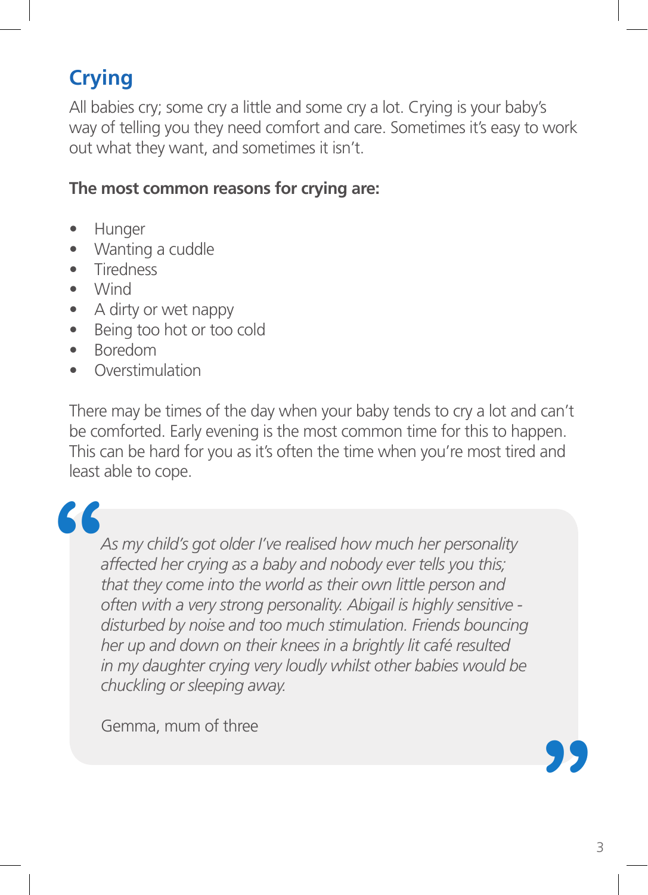## Crying

All babies cry; some cry a little and some cry a lot. Crying is your baby's way of telling you they need comfort and care. Sometimes it's easy to work out what they want, and sometimes it isn't.

**The most common reasons for crying are:**

- Hunger
- Wanting a cuddle
- Tiredness
- Wind
- A dirty or wet nappy
- Being too hot or too cold
- Boredom
- Overstimulation

There may be times of the day when your baby tends to cry a lot and can't be comforted. Early evening is the most common time for this to happen. This can be hard for you as it's often the time when you're most tired and least able to cope.

> *As my child's got older I've realised how much her personality affected her crying as a baby and nobody ever tells you this; that they come into the world as their own little person and often with a very strong personality. Abigail is highly sensitive - disturbed by noise and too much stimulation. Friends bouncing her up and down on their knees in a brightly lit café resulted in my daughter crying very loudly whilst other babies would be chuckling or sleeping away.*
>
> Gemma, mum of three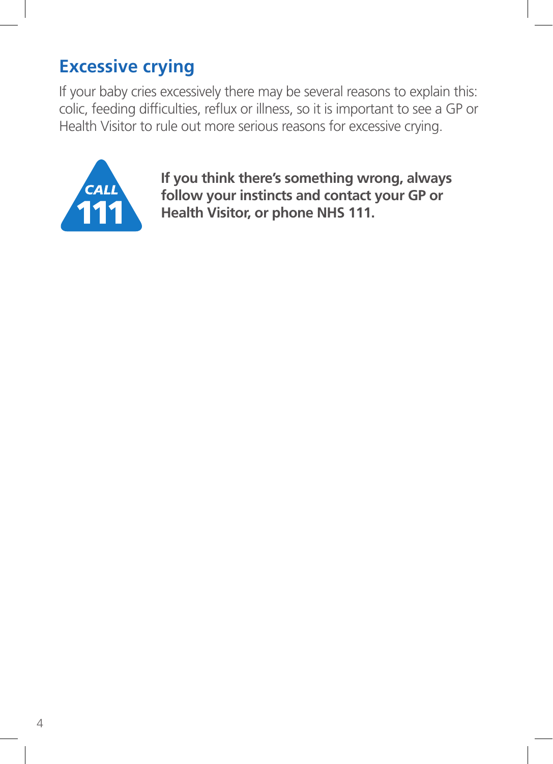## Excessive crying

If your baby cries excessively there may be several reasons to explain this: colic, feeding difficulties, reflux or illness, so it is important to see a GP or Health Visitor to rule out more serious reasons for excessive crying.

CALL 111

**If you think there's something wrong, always follow your instincts and contact your GP or Health Visitor, or phone NHS 111.**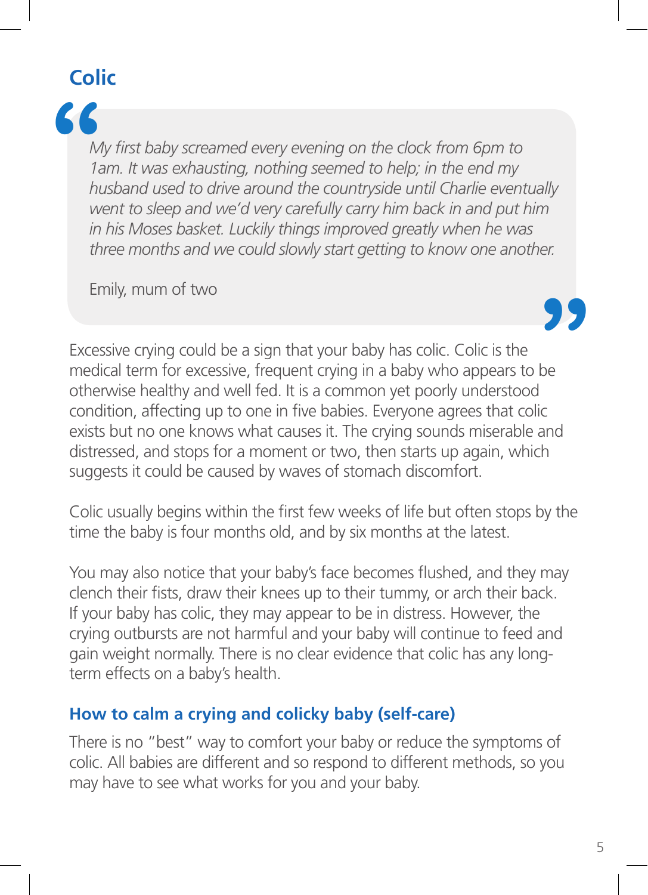## Colic

> *My first baby screamed every evening on the clock from 6pm to 1am. It was exhausting, nothing seemed to help; in the end my husband used to drive around the countryside until Charlie eventually went to sleep and we'd very carefully carry him back in and put him in his Moses basket. Luckily things improved greatly when he was three months and we could slowly start getting to know one another.*
>
> Emily, mum of two

Excessive crying could be a sign that your baby has colic. Colic is the medical term for excessive, frequent crying in a baby who appears to be otherwise healthy and well fed. It is a common yet poorly understood condition, affecting up to one in five babies. Everyone agrees that colic exists but no one knows what causes it. The crying sounds miserable and distressed, and stops for a moment or two, then starts up again, which suggests it could be caused by waves of stomach discomfort.

Colic usually begins within the first few weeks of life but often stops by the time the baby is four months old, and by six months at the latest.

You may also notice that your baby's face becomes flushed, and they may clench their fists, draw their knees up to their tummy, or arch their back. If your baby has colic, they may appear to be in distress. However, the crying outbursts are not harmful and your baby will continue to feed and gain weight normally. There is no clear evidence that colic has any long-term effects on a baby's health.

### How to calm a crying and colicky baby (self-care)

There is no "best" way to comfort your baby or reduce the symptoms of colic. All babies are different and so respond to different methods, so you may have to see what works for you and your baby.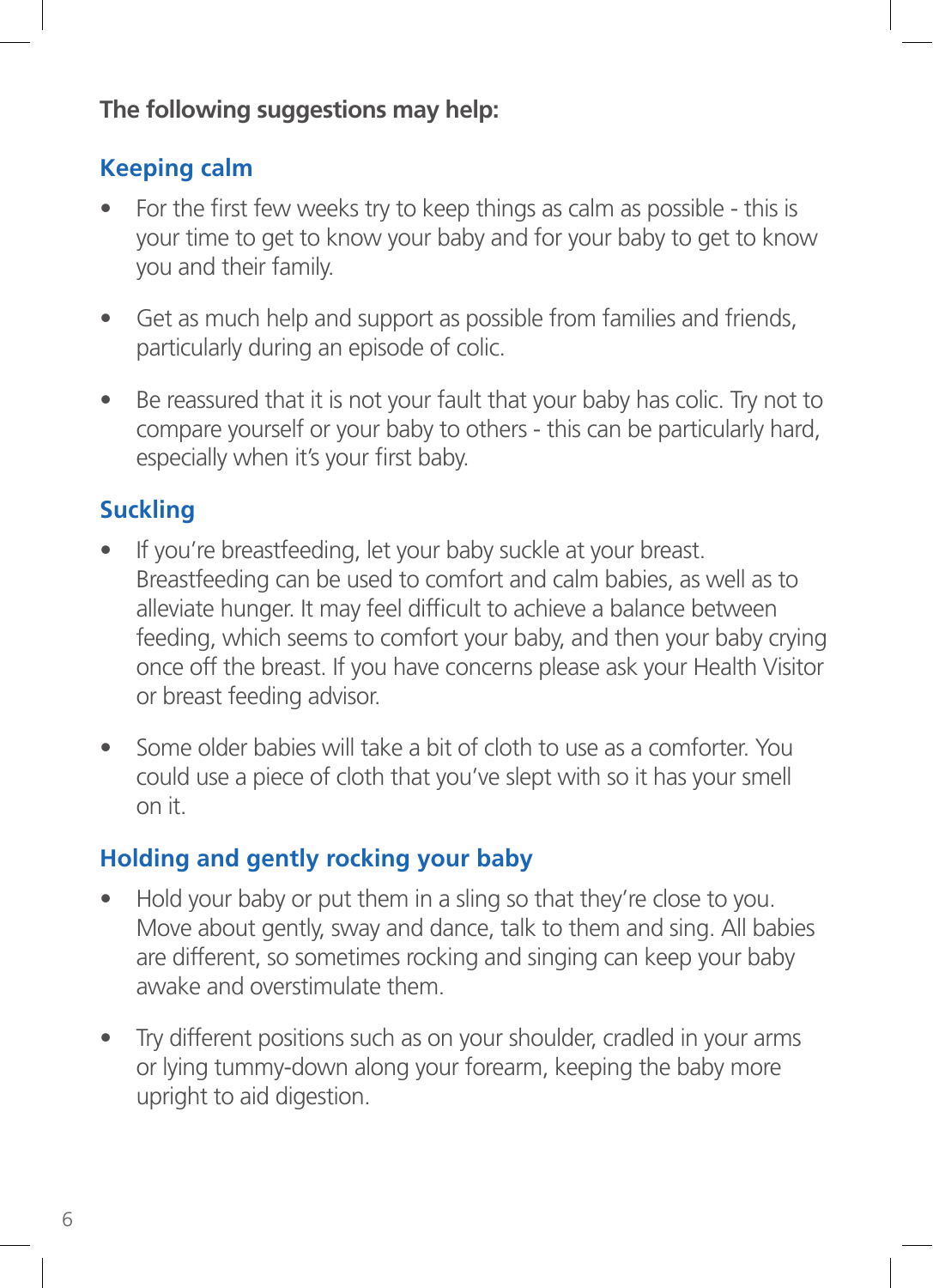**The following suggestions may help:**

## Keeping calm

- For the first few weeks try to keep things as calm as possible - this is your time to get to know your baby and for your baby to get to know you and their family.
- Get as much help and support as possible from families and friends, particularly during an episode of colic.
- Be reassured that it is not your fault that your baby has colic. Try not to compare yourself or your baby to others - this can be particularly hard, especially when it's your first baby.

## Suckling

- If you're breastfeeding, let your baby suckle at your breast. Breastfeeding can be used to comfort and calm babies, as well as to alleviate hunger. It may feel difficult to achieve a balance between feeding, which seems to comfort your baby, and then your baby crying once off the breast. If you have concerns please ask your Health Visitor or breast feeding advisor.
- Some older babies will take a bit of cloth to use as a comforter. You could use a piece of cloth that you've slept with so it has your smell on it.

## Holding and gently rocking your baby

- Hold your baby or put them in a sling so that they're close to you. Move about gently, sway and dance, talk to them and sing. All babies are different, so sometimes rocking and singing can keep your baby awake and overstimulate them.
- Try different positions such as on your shoulder, cradled in your arms or lying tummy-down along your forearm, keeping the baby more upright to aid digestion.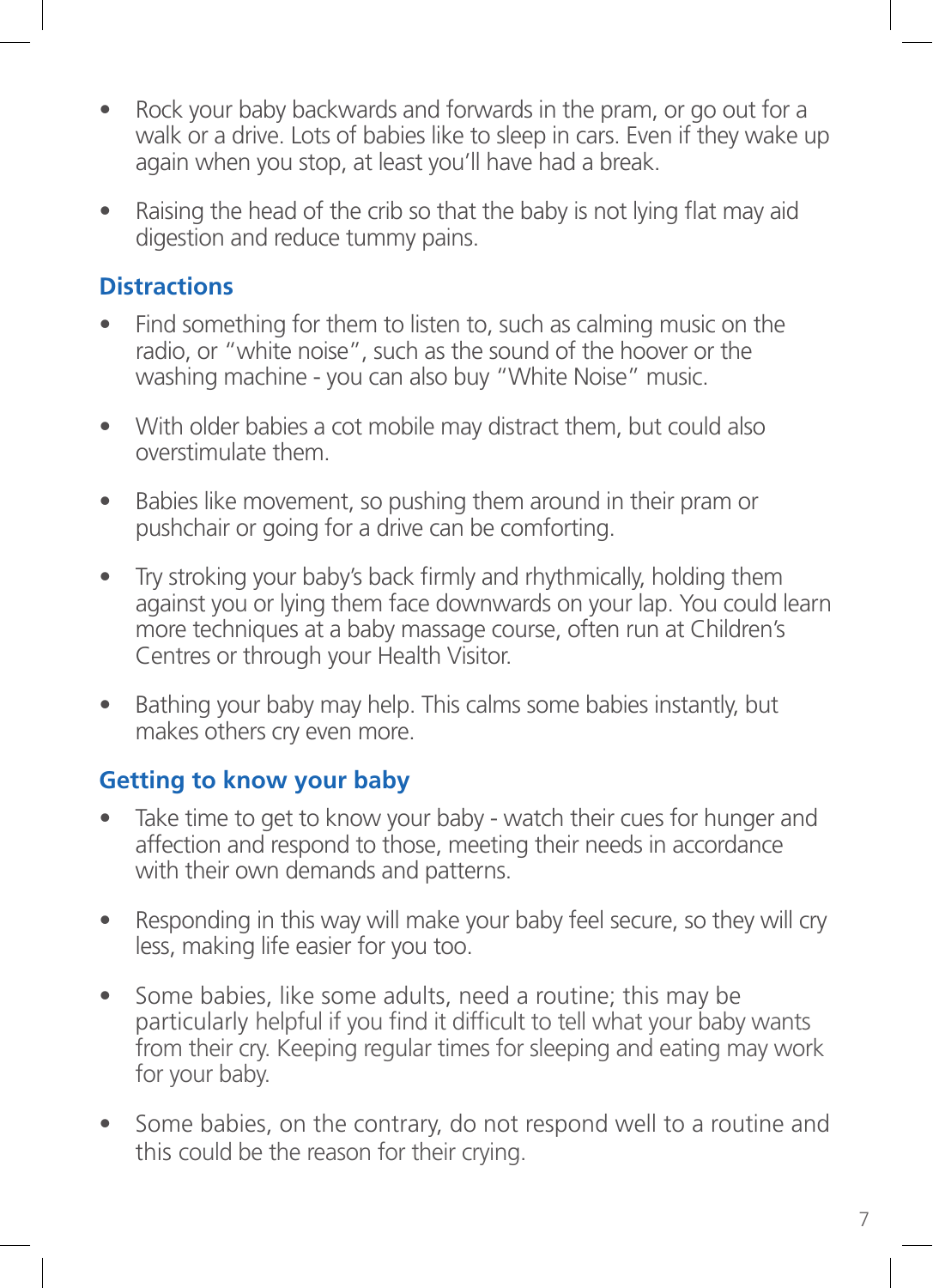- Rock your baby backwards and forwards in the pram, or go out for a walk or a drive. Lots of babies like to sleep in cars. Even if they wake up again when you stop, at least you'll have had a break.

- Raising the head of the crib so that the baby is not lying flat may aid digestion and reduce tummy pains.

## Distractions

- Find something for them to listen to, such as calming music on the radio, or "white noise", such as the sound of the hoover or the washing machine - you can also buy "White Noise" music.

- With older babies a cot mobile may distract them, but could also overstimulate them.

- Babies like movement, so pushing them around in their pram or pushchair or going for a drive can be comforting.

- Try stroking your baby's back firmly and rhythmically, holding them against you or lying them face downwards on your lap. You could learn more techniques at a baby massage course, often run at Children's Centres or through your Health Visitor.

- Bathing your baby may help. This calms some babies instantly, but makes others cry even more.

## Getting to know your baby

- Take time to get to know your baby - watch their cues for hunger and affection and respond to those, meeting their needs in accordance with their own demands and patterns.

- Responding in this way will make your baby feel secure, so they will cry less, making life easier for you too.

- Some babies, like some adults, need a routine; this may be particularly helpful if you find it difficult to tell what your baby wants from their cry. Keeping regular times for sleeping and eating may work for your baby.

- Some babies, on the contrary, do not respond well to a routine and this could be the reason for their crying.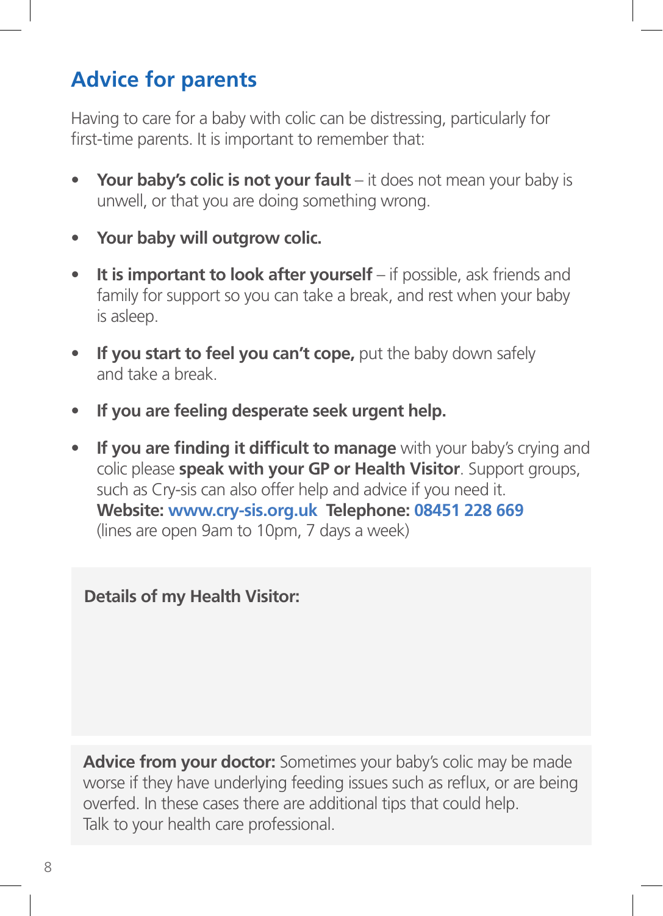## Advice for parents

Having to care for a baby with colic can be distressing, particularly for first-time parents. It is important to remember that:

- **Your baby's colic is not your fault** – it does not mean your baby is unwell, or that you are doing something wrong.
- **Your baby will outgrow colic.**
- **It is important to look after yourself** – if possible, ask friends and family for support so you can take a break, and rest when your baby is asleep.
- **If you start to feel you can't cope,** put the baby down safely and take a break.
- **If you are feeling desperate seek urgent help.**
- **If you are finding it difficult to manage** with your baby's crying and colic please **speak with your GP or Health Visitor**. Support groups, such as Cry-sis can also offer help and advice if you need it.
  **Website: www.cry-sis.org.uk  Telephone: 08451 228 669**
  (lines are open 9am to 10pm, 7 days a week)

**Details of my Health Visitor:**

**Advice from your doctor:** Sometimes your baby's colic may be made worse if they have underlying feeding issues such as reflux, or are being overfed. In these cases there are additional tips that could help. Talk to your health care professional.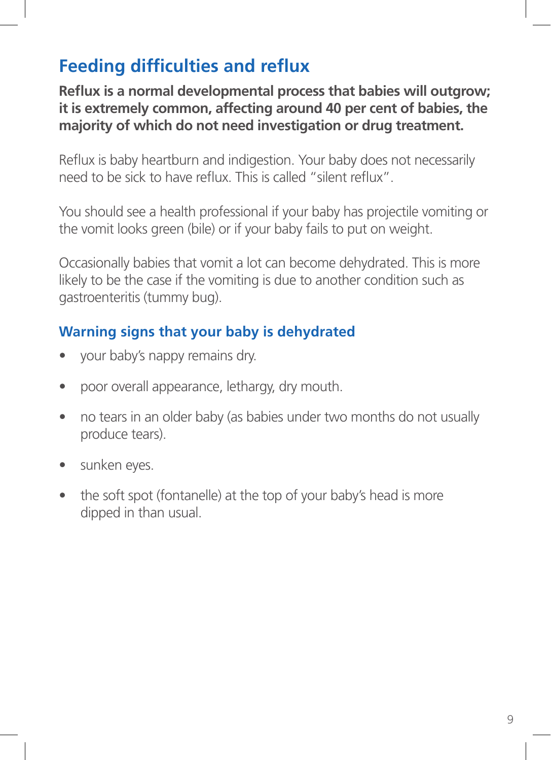## Feeding difficulties and reflux

**Reflux is a normal developmental process that babies will outgrow; it is extremely common, affecting around 40 per cent of babies, the majority of which do not need investigation or drug treatment.**

Reflux is baby heartburn and indigestion. Your baby does not necessarily need to be sick to have reflux. This is called "silent reflux".

You should see a health professional if your baby has projectile vomiting or the vomit looks green (bile) or if your baby fails to put on weight.

Occasionally babies that vomit a lot can become dehydrated. This is more likely to be the case if the vomiting is due to another condition such as gastroenteritis (tummy bug).

### Warning signs that your baby is dehydrated

- your baby's nappy remains dry.
- poor overall appearance, lethargy, dry mouth.
- no tears in an older baby (as babies under two months do not usually produce tears).
- sunken eyes.
- the soft spot (fontanelle) at the top of your baby's head is more dipped in than usual.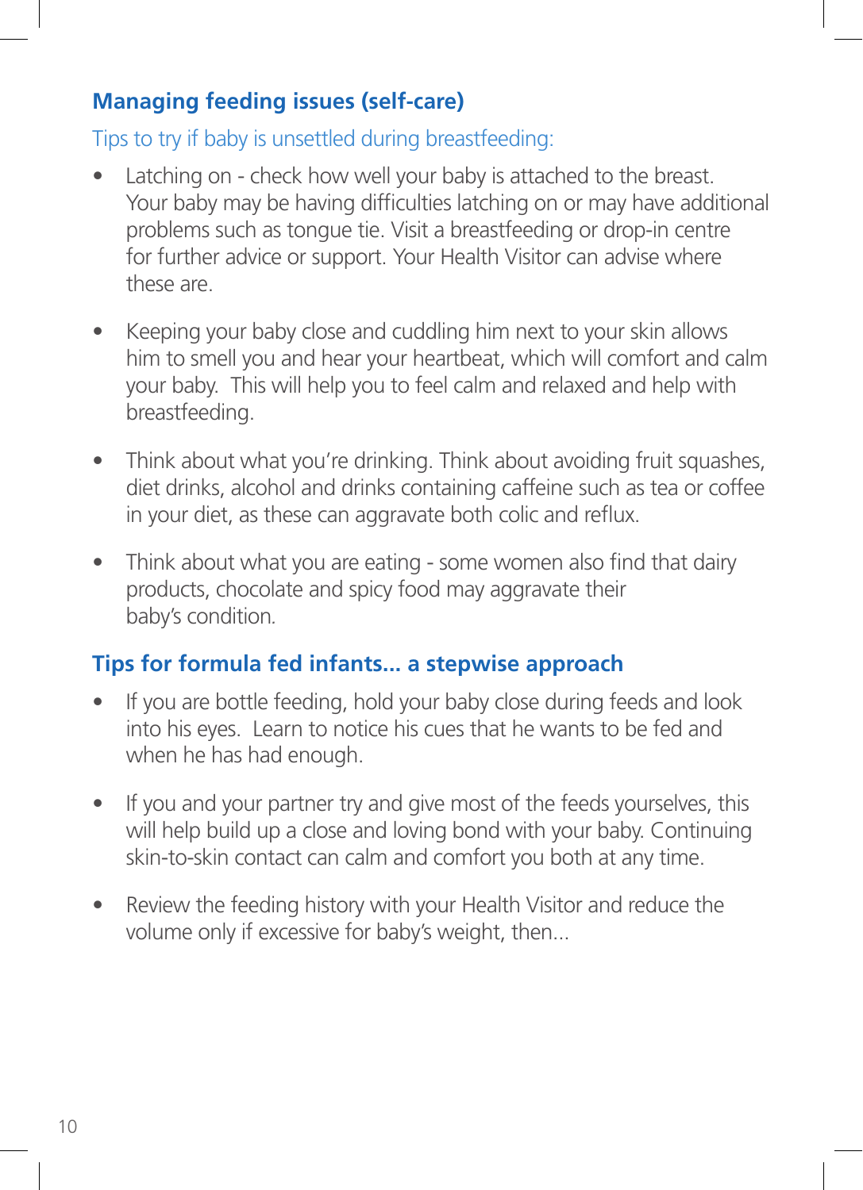## Managing feeding issues (self-care)

### Tips to try if baby is unsettled during breastfeeding:

- Latching on - check how well your baby is attached to the breast. Your baby may be having difficulties latching on or may have additional problems such as tongue tie. Visit a breastfeeding or drop-in centre for further advice or support. Your Health Visitor can advise where these are.
- Keeping your baby close and cuddling him next to your skin allows him to smell you and hear your heartbeat, which will comfort and calm your baby. This will help you to feel calm and relaxed and help with breastfeeding.
- Think about what you're drinking. Think about avoiding fruit squashes, diet drinks, alcohol and drinks containing caffeine such as tea or coffee in your diet, as these can aggravate both colic and reflux.
- Think about what you are eating - some women also find that dairy products, chocolate and spicy food may aggravate their baby's condition.

## Tips for formula fed infants... a stepwise approach

- If you are bottle feeding, hold your baby close during feeds and look into his eyes. Learn to notice his cues that he wants to be fed and when he has had enough.
- If you and your partner try and give most of the feeds yourselves, this will help build up a close and loving bond with your baby. Continuing skin-to-skin contact can calm and comfort you both at any time.
- Review the feeding history with your Health Visitor and reduce the volume only if excessive for baby's weight, then...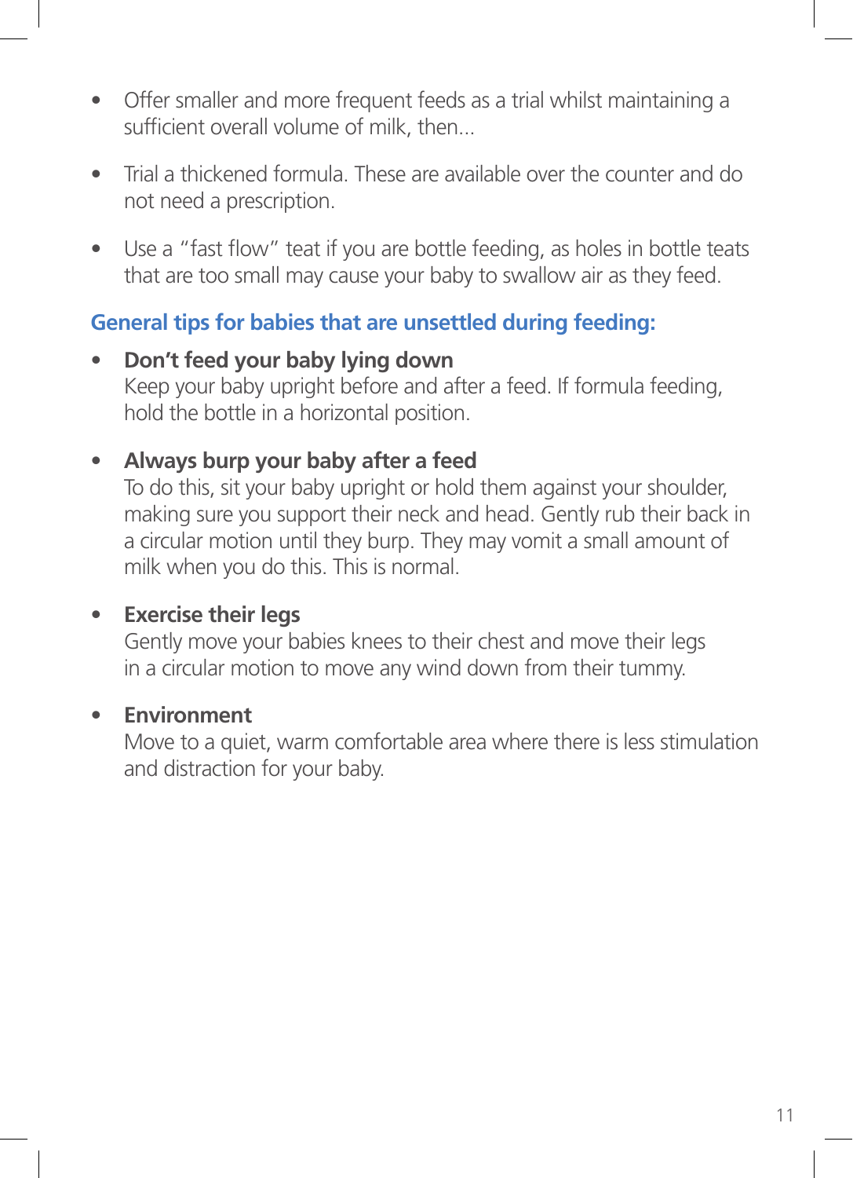- Offer smaller and more frequent feeds as a trial whilst maintaining a sufficient overall volume of milk, then...

- Trial a thickened formula. These are available over the counter and do not need a prescription.

- Use a "fast flow" teat if you are bottle feeding, as holes in bottle teats that are too small may cause your baby to swallow air as they feed.

## General tips for babies that are unsettled during feeding:

- **Don't feed your baby lying down**
  Keep your baby upright before and after a feed. If formula feeding, hold the bottle in a horizontal position.

- **Always burp your baby after a feed**
  To do this, sit your baby upright or hold them against your shoulder, making sure you support their neck and head. Gently rub their back in a circular motion until they burp. They may vomit a small amount of milk when you do this. This is normal.

- **Exercise their legs**
  Gently move your babies knees to their chest and move their legs in a circular motion to move any wind down from their tummy.

- **Environment**
  Move to a quiet, warm comfortable area where there is less stimulation and distraction for your baby.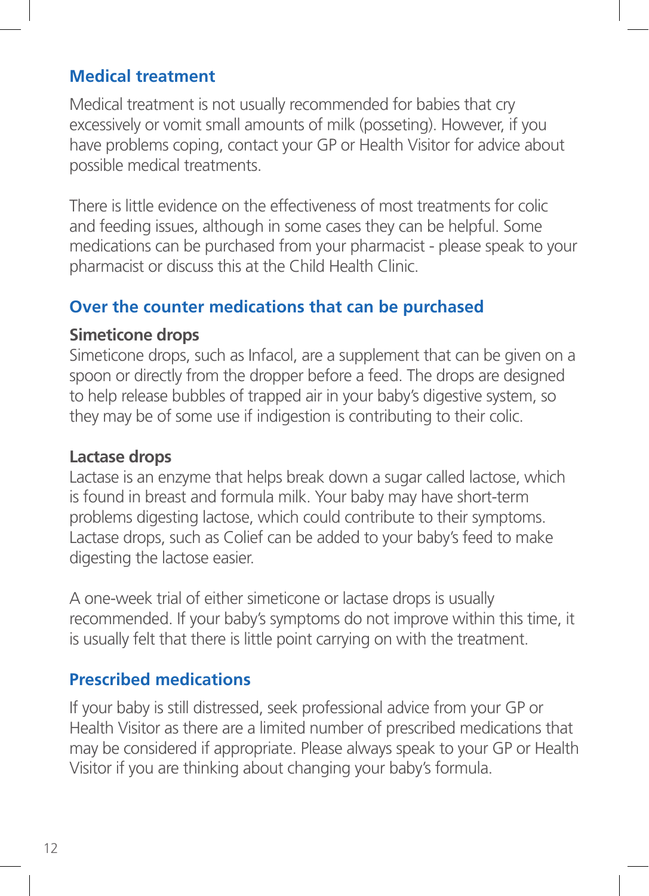## Medical treatment

Medical treatment is not usually recommended for babies that cry excessively or vomit small amounts of milk (posseting). However, if you have problems coping, contact your GP or Health Visitor for advice about possible medical treatments.

There is little evidence on the effectiveness of most treatments for colic and feeding issues, although in some cases they can be helpful. Some medications can be purchased from your pharmacist - please speak to your pharmacist or discuss this at the Child Health Clinic.

## Over the counter medications that can be purchased

### Simeticone drops

Simeticone drops, such as Infacol, are a supplement that can be given on a spoon or directly from the dropper before a feed. The drops are designed to help release bubbles of trapped air in your baby's digestive system, so they may be of some use if indigestion is contributing to their colic.

### Lactase drops

Lactase is an enzyme that helps break down a sugar called lactose, which is found in breast and formula milk. Your baby may have short-term problems digesting lactose, which could contribute to their symptoms. Lactase drops, such as Colief can be added to your baby's feed to make digesting the lactose easier.

A one-week trial of either simeticone or lactase drops is usually recommended. If your baby's symptoms do not improve within this time, it is usually felt that there is little point carrying on with the treatment.

## Prescribed medications

If your baby is still distressed, seek professional advice from your GP or Health Visitor as there are a limited number of prescribed medications that may be considered if appropriate. Please always speak to your GP or Health Visitor if you are thinking about changing your baby's formula.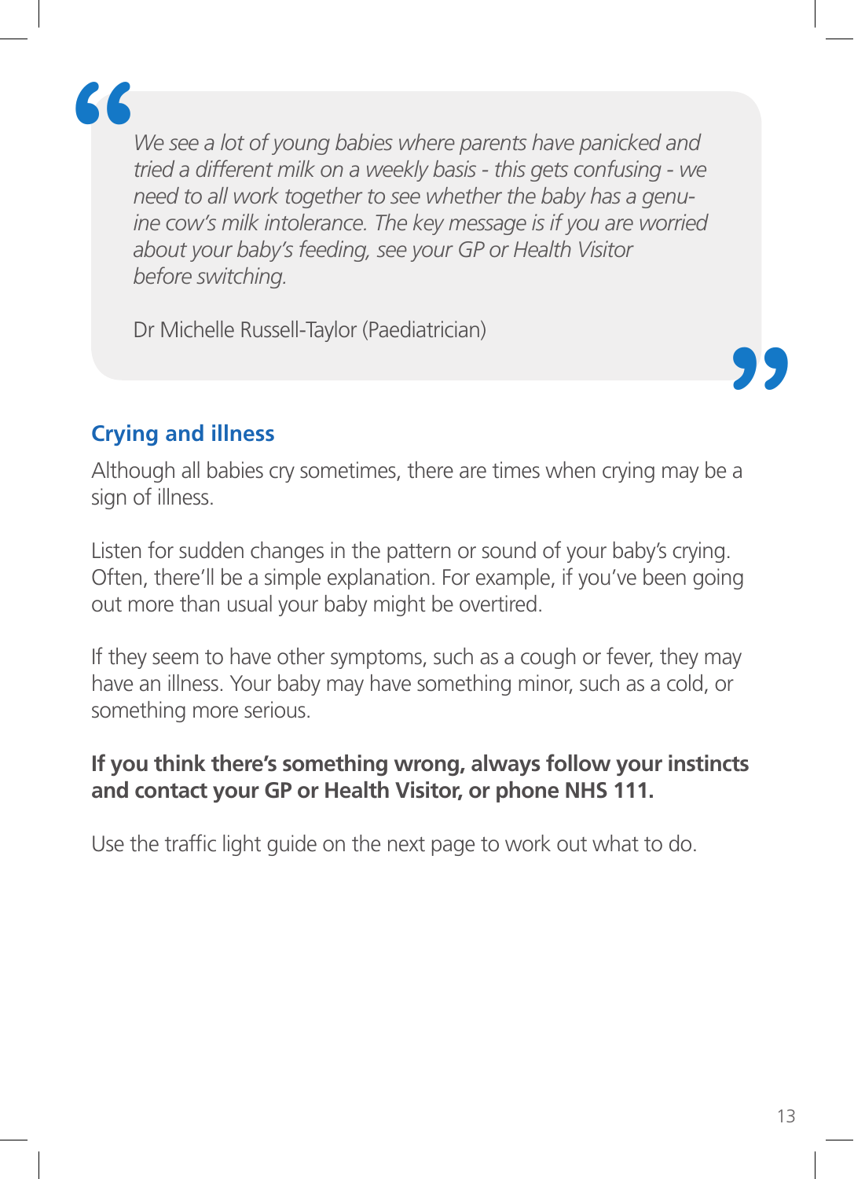> *We see a lot of young babies where parents have panicked and tried a different milk on a weekly basis - this gets confusing - we need to all work together to see whether the baby has a genuine cow's milk intolerance. The key message is if you are worried about your baby's feeding, see your GP or Health Visitor before switching.*
>
> Dr Michelle Russell-Taylor (Paediatrician)

## Crying and illness

Although all babies cry sometimes, there are times when crying may be a sign of illness.

Listen for sudden changes in the pattern or sound of your baby's crying. Often, there'll be a simple explanation. For example, if you've been going out more than usual your baby might be overtired.

If they seem to have other symptoms, such as a cough or fever, they may have an illness. Your baby may have something minor, such as a cold, or something more serious.

**If you think there's something wrong, always follow your instincts and contact your GP or Health Visitor, or phone NHS 111.**

Use the traffic light guide on the next page to work out what to do.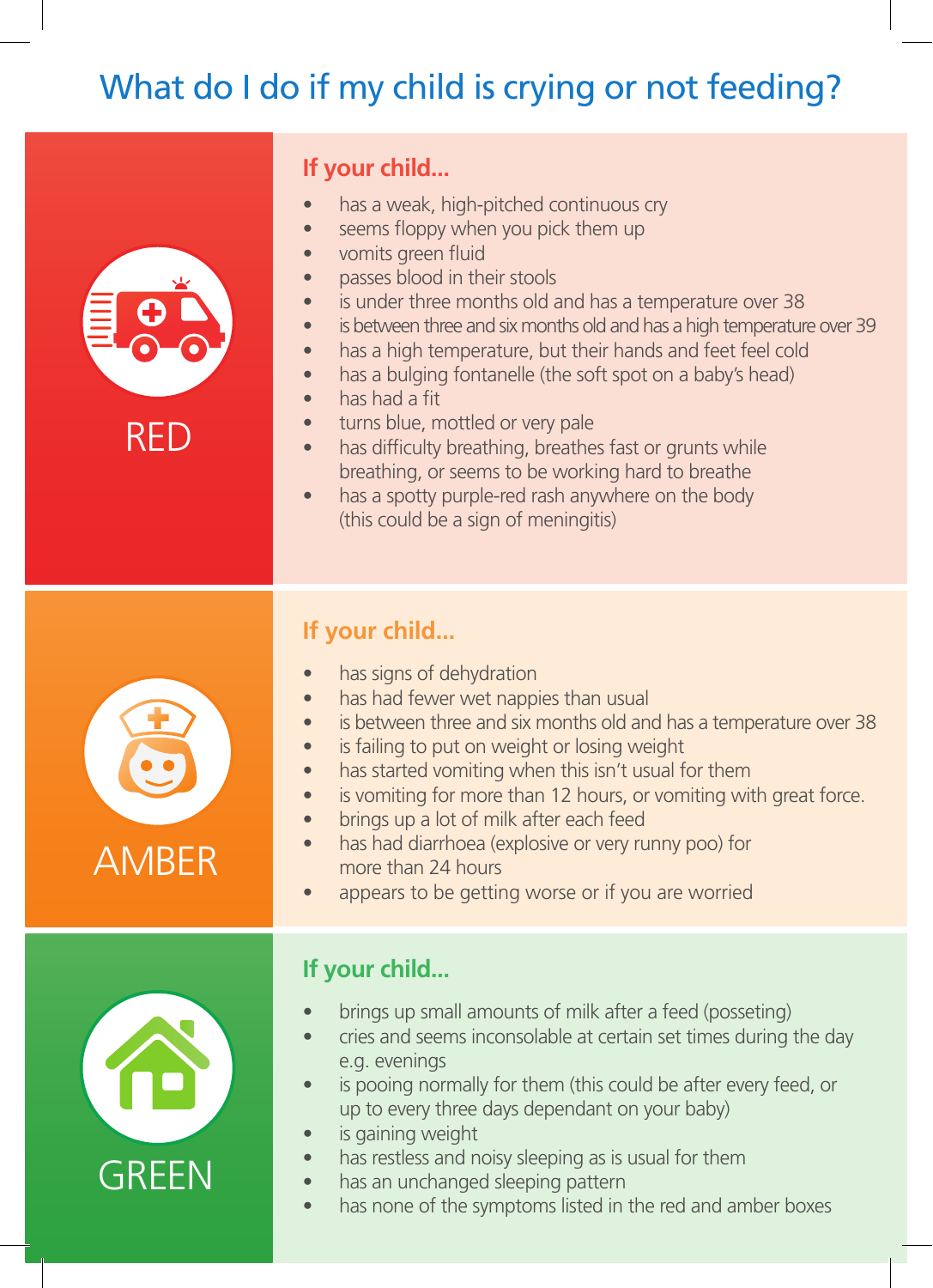# What do I do if my child is crying or not feeding?

## RED

**If your child...**

- has a weak, high-pitched continuous cry
- seems floppy when you pick them up
- vomits green fluid
- passes blood in their stools
- is under three months old and has a temperature over 38
- is between three and six months old and has a high temperature over 39
- has a high temperature, but their hands and feet feel cold
- has a bulging fontanelle (the soft spot on a baby's head)
- has had a fit
- turns blue, mottled or very pale
- has difficulty breathing, breathes fast or grunts while breathing, or seems to be working hard to breathe
- has a spotty purple-red rash anywhere on the body (this could be a sign of meningitis)

## AMBER

**If your child...**

- has signs of dehydration
- has had fewer wet nappies than usual
- is between three and six months old and has a temperature over 38
- is failing to put on weight or losing weight
- has started vomiting when this isn't usual for them
- is vomiting for more than 12 hours, or vomiting with great force.
- brings up a lot of milk after each feed
- has had diarrhoea (explosive or very runny poo) for more than 24 hours
- appears to be getting worse or if you are worried

## GREEN

**If your child...**

- brings up small amounts of milk after a feed (posseting)
- cries and seems inconsolable at certain set times during the day e.g. evenings
- is pooing normally for them (this could be after every feed, or up to every three days dependant on your baby)
- is gaining weight
- has restless and noisy sleeping as is usual for them
- has an unchanged sleeping pattern
- has none of the symptoms listed in the red and amber boxes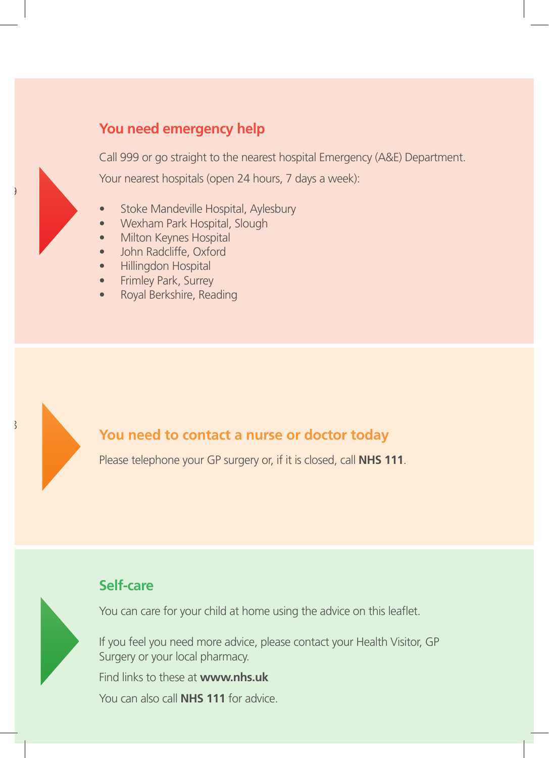## You need emergency help

Call 999 or go straight to the nearest hospital Emergency (A&E) Department.

Your nearest hospitals (open 24 hours, 7 days a week):

- Stoke Mandeville Hospital, Aylesbury
- Wexham Park Hospital, Slough
- Milton Keynes Hospital
- John Radcliffe, Oxford
- Hillingdon Hospital
- Frimley Park, Surrey
- Royal Berkshire, Reading

## You need to contact a nurse or doctor today

Please telephone your GP surgery or, if it is closed, call **NHS 111**.

## Self-care

You can care for your child at home using the advice on this leaflet.

If you feel you need more advice, please contact your Health Visitor, GP Surgery or your local pharmacy.

Find links to these at **www.nhs.uk**

You can also call **NHS 111** for advice.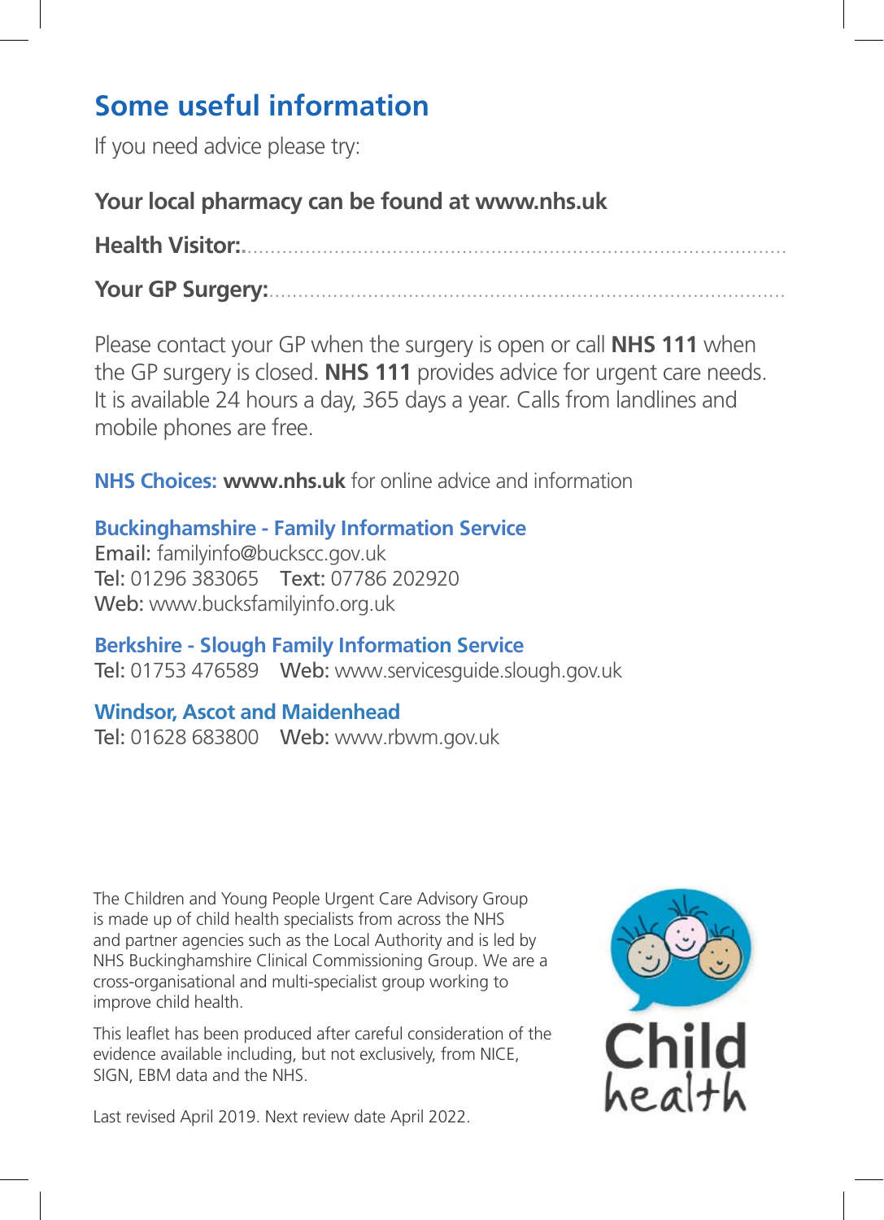## Some useful information

If you need advice please try:

**Your local pharmacy can be found at www.nhs.uk**

**Health Visitor:**.................................................................................................

**Your GP Surgery:**...............................................................................................

Please contact your GP when the surgery is open or call **NHS 111** when the GP surgery is closed. **NHS 111** provides advice for urgent care needs. It is available 24 hours a day, 365 days a year. Calls from landlines and mobile phones are free.

**NHS Choices:** **www.nhs.uk** for online advice and information

**Buckinghamshire - Family Information Service**
Email: familyinfo@buckscc.gov.uk
Tel: 01296 383065 Text: 07786 202920
Web: www.bucksfamilyinfo.org.uk

**Berkshire - Slough Family Information Service**
Tel: 01753 476589 Web: www.servicesguide.slough.gov.uk

**Windsor, Ascot and Maidenhead**
Tel: 01628 683800 Web: www.rbwm.gov.uk

The Children and Young People Urgent Care Advisory Group is made up of child health specialists from across the NHS and partner agencies such as the Local Authority and is led by NHS Buckinghamshire Clinical Commissioning Group. We are a cross-organisational and multi-specialist group working to improve child health.

This leaflet has been produced after careful consideration of the evidence available including, but not exclusively, from NICE, SIGN, EBM data and the NHS.

Last revised April 2019. Next review date April 2022.

Child health